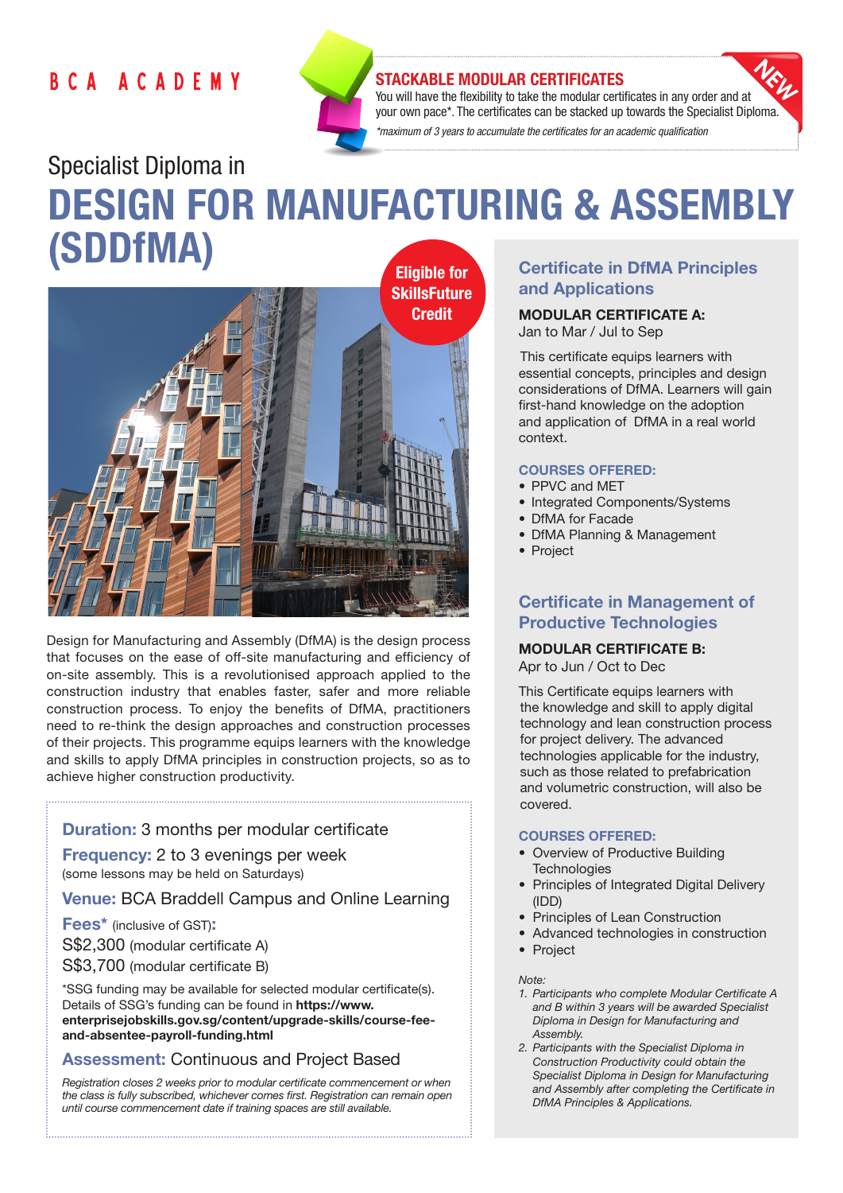BCA ACADEMY

**STACKABLE MODULAR CERTIFICATES**

You will have the flexibility to take the modular certificates in any order and at your own pace*. The certificates can be stacked up towards the Specialist Diploma.

*\*maximum of 3 years to accumulate the certificates for an academic qualification*

NEW

Specialist Diploma in

# DESIGN FOR MANUFACTURING & ASSEMBLY (SDDfMA)

**Eligible for SkillsFuture Credit**

Design for Manufacturing and Assembly (DfMA) is the design process that focuses on the ease of off-site manufacturing and efficiency of on-site assembly. This is a revolutionised approach applied to the construction industry that enables faster, safer and more reliable construction process. To enjoy the benefits of DfMA, practitioners need to re-think the design approaches and construction processes of their projects. This programme equips learners with the knowledge and skills to apply DfMA principles in construction projects, so as to achieve higher construction productivity.

**Duration:** 3 months per modular certificate

**Frequency:** 2 to 3 evenings per week
(some lessons may be held on Saturdays)

**Venue:** BCA Braddell Campus and Online Learning

**Fees*** (inclusive of GST)**:**
S$2,300 (modular certificate A)
S$3,700 (modular certificate B)

*SSG funding may be available for selected modular certificate(s). Details of SSG's funding can be found in **https://www.enterprisejobskills.gov.sg/content/upgrade-skills/course-fee-and-absentee-payroll-funding.html**

**Assessment:** Continuous and Project Based

*Registration closes 2 weeks prior to modular certificate commencement or when the class is fully subscribed, whichever comes first. Registration can remain open until course commencement date if training spaces are still available.*

## Certificate in DfMA Principles and Applications

**MODULAR CERTIFICATE A:**
Jan to Mar / Jul to Sep

This certificate equips learners with essential concepts, principles and design considerations of DfMA. Learners will gain first-hand knowledge on the adoption and application of DfMA in a real world context.

**COURSES OFFERED:**

- PPVC and MET
- Integrated Components/Systems
- DfMA for Facade
- DfMA Planning & Management
- Project

## Certificate in Management of Productive Technologies

**MODULAR CERTIFICATE B:**
Apr to Jun / Oct to Dec

This Certificate equips learners with the knowledge and skill to apply digital technology and lean construction process for project delivery. The advanced technologies applicable for the industry, such as those related to prefabrication and volumetric construction, will also be covered.

**COURSES OFFERED:**

- Overview of Productive Building Technologies
- Principles of Integrated Digital Delivery (IDD)
- Principles of Lean Construction
- Advanced technologies in construction
- Project

*Note:*

1. *Participants who complete Modular Certificate A and B within 3 years will be awarded Specialist Diploma in Design for Manufacturing and Assembly.*
2. *Participants with the Specialist Diploma in Construction Productivity could obtain the Specialist Diploma in Design for Manufacturing and Assembly after completing the Certificate in DfMA Principles & Applications.*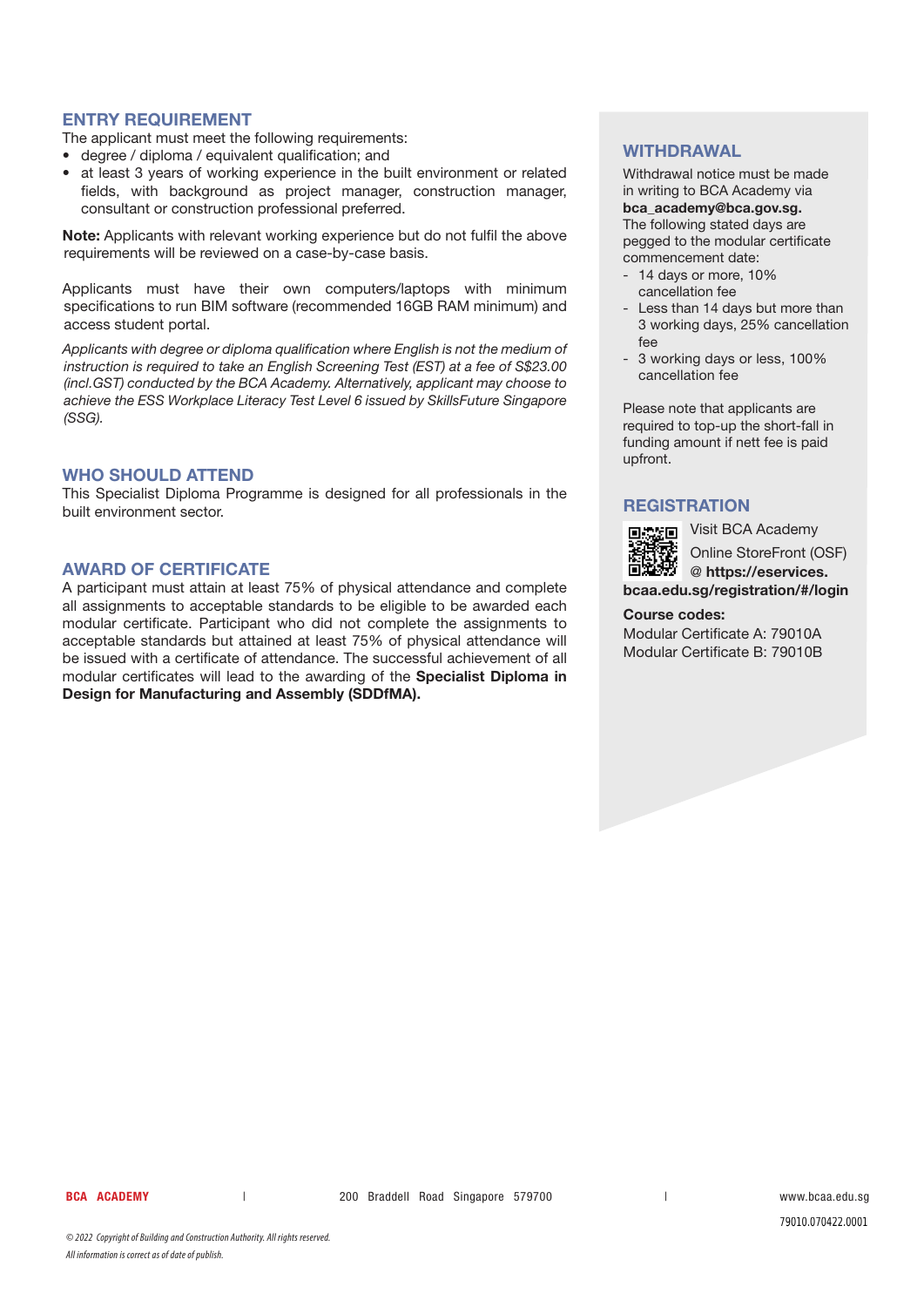## ENTRY REQUIREMENT

The applicant must meet the following requirements:

- degree / diploma / equivalent qualification; and
- at least 3 years of working experience in the built environment or related fields, with background as project manager, construction manager, consultant or construction professional preferred.

**Note:** Applicants with relevant working experience but do not fulfil the above requirements will be reviewed on a case-by-case basis.

Applicants must have their own computers/laptops with minimum specifications to run BIM software (recommended 16GB RAM minimum) and access student portal.

*Applicants with degree or diploma qualification where English is not the medium of instruction is required to take an English Screening Test (EST) at a fee of S$23.00 (incl.GST) conducted by the BCA Academy. Alternatively, applicant may choose to achieve the ESS Workplace Literacy Test Level 6 issued by SkillsFuture Singapore (SSG).*

## WHO SHOULD ATTEND

This Specialist Diploma Programme is designed for all professionals in the built environment sector.

## AWARD OF CERTIFICATE

A participant must attain at least 75% of physical attendance and complete all assignments to acceptable standards to be eligible to be awarded each modular certificate. Participant who did not complete the assignments to acceptable standards but attained at least 75% of physical attendance will be issued with a certificate of attendance. The successful achievement of all modular certificates will lead to the awarding of the **Specialist Diploma in Design for Manufacturing and Assembly (SDDfMA).**

## WITHDRAWAL

Withdrawal notice must be made in writing to BCA Academy via **bca_academy@bca.gov.sg.** The following stated days are pegged to the modular certificate commencement date:

- 14 days or more, 10% cancellation fee
- Less than 14 days but more than 3 working days, 25% cancellation fee
- 3 working days or less, 100% cancellation fee

Please note that applicants are required to top-up the short-fall in funding amount if nett fee is paid upfront.

## REGISTRATION

Visit BCA Academy Online StoreFront (OSF) @ **https://eservices.bcaa.edu.sg/registration/#/login**

**Course codes:**
Modular Certificate A: 79010A
Modular Certificate B: 79010B

**BCA ACADEMY** | 200 Braddell Road Singapore 579700 | www.bcaa.edu.sg

79010.070422.0001

*© 2022 Copyright of Building and Construction Authority. All rights reserved.*
*All information is correct as of date of publish.*